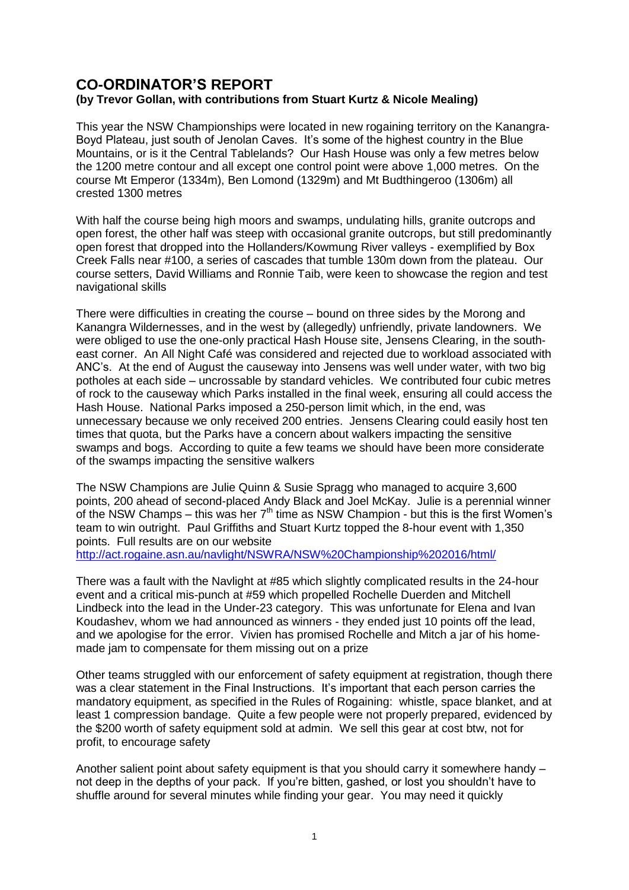# CO-ORDINATOR'S REPORT

**(by Trevor Gollan, with contributions from Stuart Kurtz & Nicole Mealing)**

This year the NSW Championships were located in new rogaining territory on the Kanangra-Boyd Plateau, just south of Jenolan Caves. It's some of the highest country in the Blue Mountains, or is it the Central Tablelands? Our Hash House was only a few metres below the 1200 metre contour and all except one control point were above 1,000 metres. On the course Mt Emperor (1334m), Ben Lomond (1329m) and Mt Budthingeroo (1306m) all crested 1300 metres

With half the course being high moors and swamps, undulating hills, granite outcrops and open forest, the other half was steep with occasional granite outcrops, but still predominantly open forest that dropped into the Hollanders/Kowmung River valleys - exemplified by Box Creek Falls near #100, a series of cascades that tumble 130m down from the plateau. Our course setters, David Williams and Ronnie Taib, were keen to showcase the region and test navigational skills

There were difficulties in creating the course – bound on three sides by the Morong and Kanangra Wildernesses, and in the west by (allegedly) unfriendly, private landowners. We were obliged to use the one-only practical Hash House site, Jensens Clearing, in the south-east corner. An All Night Café was considered and rejected due to workload associated with ANC's. At the end of August the causeway into Jensens was well under water, with two big potholes at each side – uncrossable by standard vehicles. We contributed four cubic metres of rock to the causeway which Parks installed in the final week, ensuring all could access the Hash House. National Parks imposed a 250-person limit which, in the end, was unnecessary because we only received 200 entries. Jensens Clearing could easily host ten times that quota, but the Parks have a concern about walkers impacting the sensitive swamps and bogs. According to quite a few teams we should have been more considerate of the swamps impacting the sensitive walkers

The NSW Champions are Julie Quinn & Susie Spragg who managed to acquire 3,600 points, 200 ahead of second-placed Andy Black and Joel McKay. Julie is a perennial winner of the NSW Champs – this was her 7th time as NSW Champion - but this is the first Women's team to win outright. Paul Griffiths and Stuart Kurtz topped the 8-hour event with 1,350 points. Full results are on our website http://act.rogaine.asn.au/navlight/NSWRA/NSW%20Championship%202016/html/

There was a fault with the Navlight at #85 which slightly complicated results in the 24-hour event and a critical mis-punch at #59 which propelled Rochelle Duerden and Mitchell Lindbeck into the lead in the Under-23 category. This was unfortunate for Elena and Ivan Koudashev, whom we had announced as winners - they ended just 10 points off the lead, and we apologise for the error. Vivien has promised Rochelle and Mitch a jar of his home-made jam to compensate for them missing out on a prize

Other teams struggled with our enforcement of safety equipment at registration, though there was a clear statement in the Final Instructions. It's important that each person carries the mandatory equipment, as specified in the Rules of Rogaining: whistle, space blanket, and at least 1 compression bandage. Quite a few people were not properly prepared, evidenced by the $200 worth of safety equipment sold at admin. We sell this gear at cost btw, not for profit, to encourage safety

Another salient point about safety equipment is that you should carry it somewhere handy – not deep in the depths of your pack. If you're bitten, gashed, or lost you shouldn't have to shuffle around for several minutes while finding your gear. You may need it quickly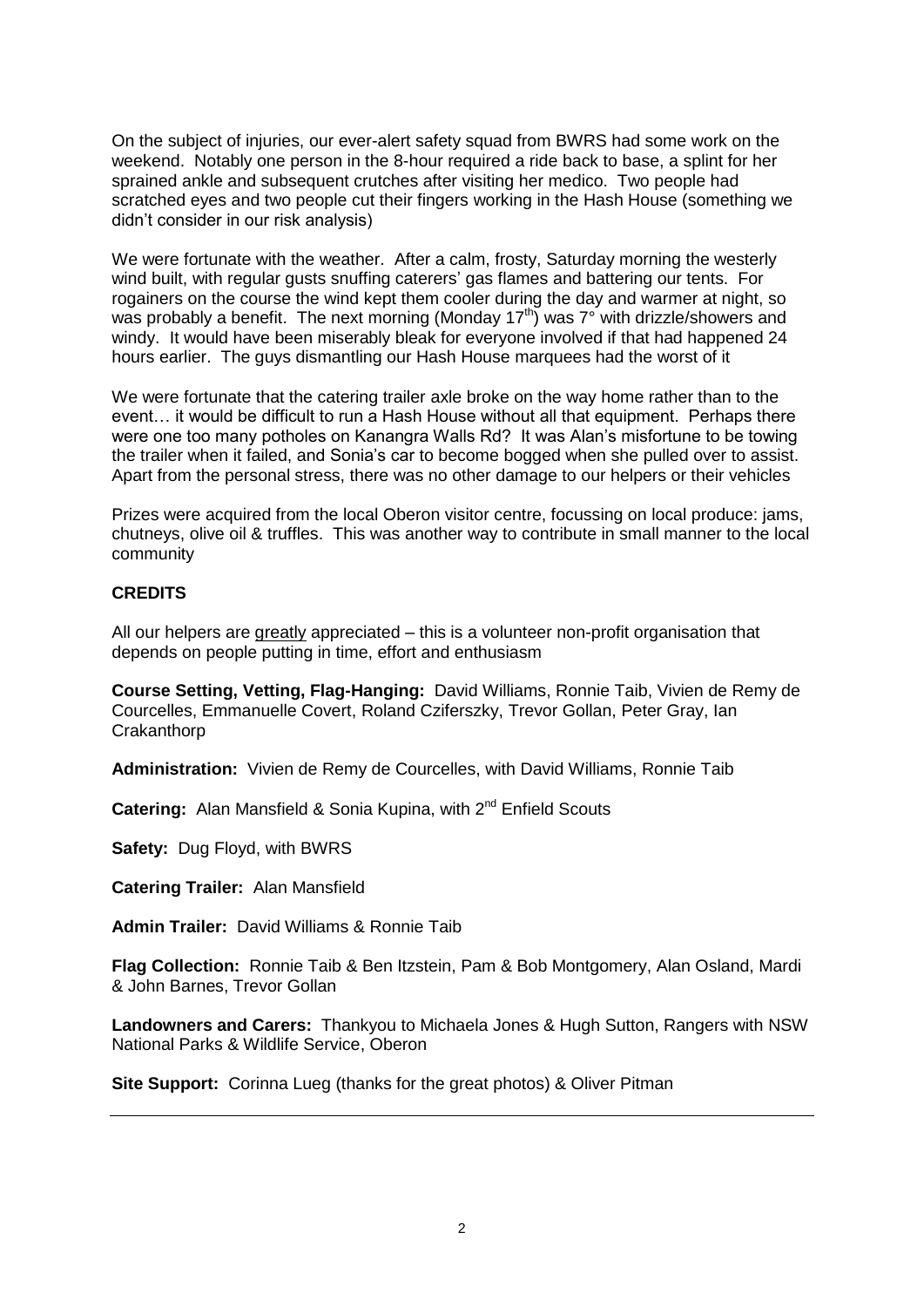On the subject of injuries, our ever-alert safety squad from BWRS had some work on the weekend. Notably one person in the 8-hour required a ride back to base, a splint for her sprained ankle and subsequent crutches after visiting her medico. Two people had scratched eyes and two people cut their fingers working in the Hash House (something we didn't consider in our risk analysis)

We were fortunate with the weather. After a calm, frosty, Saturday morning the westerly wind built, with regular gusts snuffing caterers' gas flames and battering our tents. For rogainers on the course the wind kept them cooler during the day and warmer at night, so was probably a benefit. The next morning (Monday 17th) was 7° with drizzle/showers and windy. It would have been miserably bleak for everyone involved if that had happened 24 hours earlier. The guys dismantling our Hash House marquees had the worst of it

We were fortunate that the catering trailer axle broke on the way home rather than to the event… it would be difficult to run a Hash House without all that equipment. Perhaps there were one too many potholes on Kanangra Walls Rd? It was Alan's misfortune to be towing the trailer when it failed, and Sonia's car to become bogged when she pulled over to assist. Apart from the personal stress, there was no other damage to our helpers or their vehicles

Prizes were acquired from the local Oberon visitor centre, focussing on local produce: jams, chutneys, olive oil & truffles. This was another way to contribute in small manner to the local community

**CREDITS**

All our helpers are greatly appreciated – this is a volunteer non-profit organisation that depends on people putting in time, effort and enthusiasm

**Course Setting, Vetting, Flag-Hanging:** David Williams, Ronnie Taib, Vivien de Remy de Courcelles, Emmanuelle Covert, Roland Cziferszky, Trevor Gollan, Peter Gray, Ian Crakanthorp

**Administration:** Vivien de Remy de Courcelles, with David Williams, Ronnie Taib

**Catering:** Alan Mansfield & Sonia Kupina, with 2nd Enfield Scouts

**Safety:** Dug Floyd, with BWRS

**Catering Trailer:** Alan Mansfield

**Admin Trailer:** David Williams & Ronnie Taib

**Flag Collection:** Ronnie Taib & Ben Itzstein, Pam & Bob Montgomery, Alan Osland, Mardi & John Barnes, Trevor Gollan

**Landowners and Carers:** Thankyou to Michaela Jones & Hugh Sutton, Rangers with NSW National Parks & Wildlife Service, Oberon

**Site Support:** Corinna Lueg (thanks for the great photos) & Oliver Pitman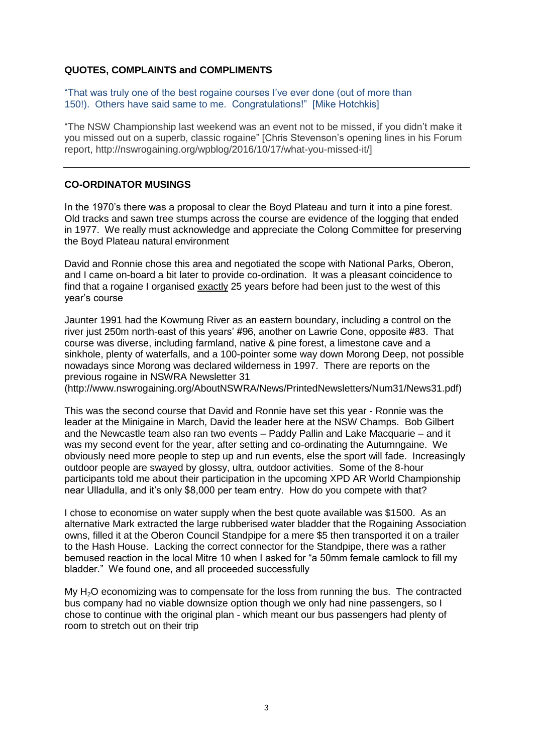## QUOTES, COMPLAINTS and COMPLIMENTS

"That was truly one of the best rogaine courses I've ever done (out of more than 150!). Others have said same to me. Congratulations!" [Mike Hotchkis]

"The NSW Championship last weekend was an event not to be missed, if you didn't make it you missed out on a superb, classic rogaine" [Chris Stevenson's opening lines in his Forum report, http://nswrogaining.org/wpblog/2016/10/17/what-you-missed-it/]

---

## CO-ORDINATOR MUSINGS

In the 1970's there was a proposal to clear the Boyd Plateau and turn it into a pine forest. Old tracks and sawn tree stumps across the course are evidence of the logging that ended in 1977. We really must acknowledge and appreciate the Colong Committee for preserving the Boyd Plateau natural environment

David and Ronnie chose this area and negotiated the scope with National Parks, Oberon, and I came on-board a bit later to provide co-ordination. It was a pleasant coincidence to find that a rogaine I organised <u>exactly</u> 25 years before had been just to the west of this year's course

Jaunter 1991 had the Kowmung River as an eastern boundary, including a control on the river just 250m north-east of this years' #96, another on Lawrie Cone, opposite #83. That course was diverse, including farmland, native & pine forest, a limestone cave and a sinkhole, plenty of waterfalls, and a 100-pointer some way down Morong Deep, not possible nowadays since Morong was declared wilderness in 1997. There are reports on the previous rogaine in NSWRA Newsletter 31 (http://www.nswrogaining.org/AboutNSWRA/News/PrintedNewsletters/Num31/News31.pdf)

This was the second course that David and Ronnie have set this year - Ronnie was the leader at the Minigaine in March, David the leader here at the NSW Champs. Bob Gilbert and the Newcastle team also ran two events – Paddy Pallin and Lake Macquarie – and it was my second event for the year, after setting and co-ordinating the Autumngaine. We obviously need more people to step up and run events, else the sport will fade. Increasingly outdoor people are swayed by glossy, ultra, outdoor activities. Some of the 8-hour participants told me about their participation in the upcoming XPD AR World Championship near Ulladulla, and it's only $8,000 per team entry. How do you compete with that?

I chose to economise on water supply when the best quote available was $1500. As an alternative Mark extracted the large rubberised water bladder that the Rogaining Association owns, filled it at the Oberon Council Standpipe for a mere $5 then transported it on a trailer to the Hash House. Lacking the correct connector for the Standpipe, there was a rather bemused reaction in the local Mitre 10 when I asked for "a 50mm female camlock to fill my bladder." We found one, and all proceeded successfully

My $H_2O$ economizing was to compensate for the loss from running the bus. The contracted bus company had no viable downsize option though we only had nine passengers, so I chose to continue with the original plan - which meant our bus passengers had plenty of room to stretch out on their trip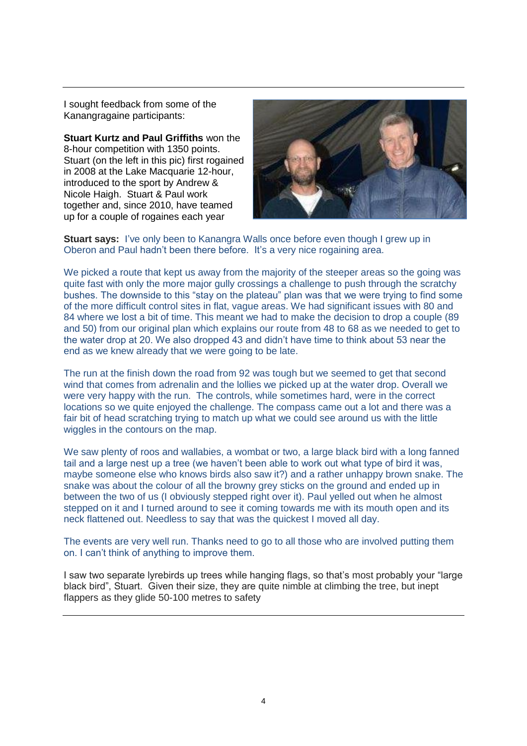I sought feedback from some of the Kanangragaine participants:

**Stuart Kurtz and Paul Griffiths** won the 8-hour competition with 1350 points. Stuart (on the left in this pic) first rogained in 2008 at the Lake Macquarie 12-hour, introduced to the sport by Andrew & Nicole Haigh. Stuart & Paul work together and, since 2010, have teamed up for a couple of rogaines each year

**Stuart says:** I've only been to Kanangra Walls once before even though I grew up in Oberon and Paul hadn't been there before. It's a very nice rogaining area.

We picked a route that kept us away from the majority of the steeper areas so the going was quite fast with only the more major gully crossings a challenge to push through the scratchy bushes. The downside to this "stay on the plateau" plan was that we were trying to find some of the more difficult control sites in flat, vague areas. We had significant issues with 80 and 84 where we lost a bit of time. This meant we had to make the decision to drop a couple (89 and 50) from our original plan which explains our route from 48 to 68 as we needed to get to the water drop at 20. We also dropped 43 and didn't have time to think about 53 near the end as we knew already that we were going to be late.

The run at the finish down the road from 92 was tough but we seemed to get that second wind that comes from adrenalin and the lollies we picked up at the water drop. Overall we were very happy with the run. The controls, while sometimes hard, were in the correct locations so we quite enjoyed the challenge. The compass came out a lot and there was a fair bit of head scratching trying to match up what we could see around us with the little wiggles in the contours on the map.

We saw plenty of roos and wallabies, a wombat or two, a large black bird with a long fanned tail and a large nest up a tree (we haven't been able to work out what type of bird it was, maybe someone else who knows birds also saw it?) and a rather unhappy brown snake. The snake was about the colour of all the browny grey sticks on the ground and ended up in between the two of us (I obviously stepped right over it). Paul yelled out when he almost stepped on it and I turned around to see it coming towards me with its mouth open and its neck flattened out. Needless to say that was the quickest I moved all day.

The events are very well run. Thanks need to go to all those who are involved putting them on. I can't think of anything to improve them.

I saw two separate lyrebirds up trees while hanging flags, so that's most probably your "large black bird", Stuart. Given their size, they are quite nimble at climbing the tree, but inept flappers as they glide 50-100 metres to safety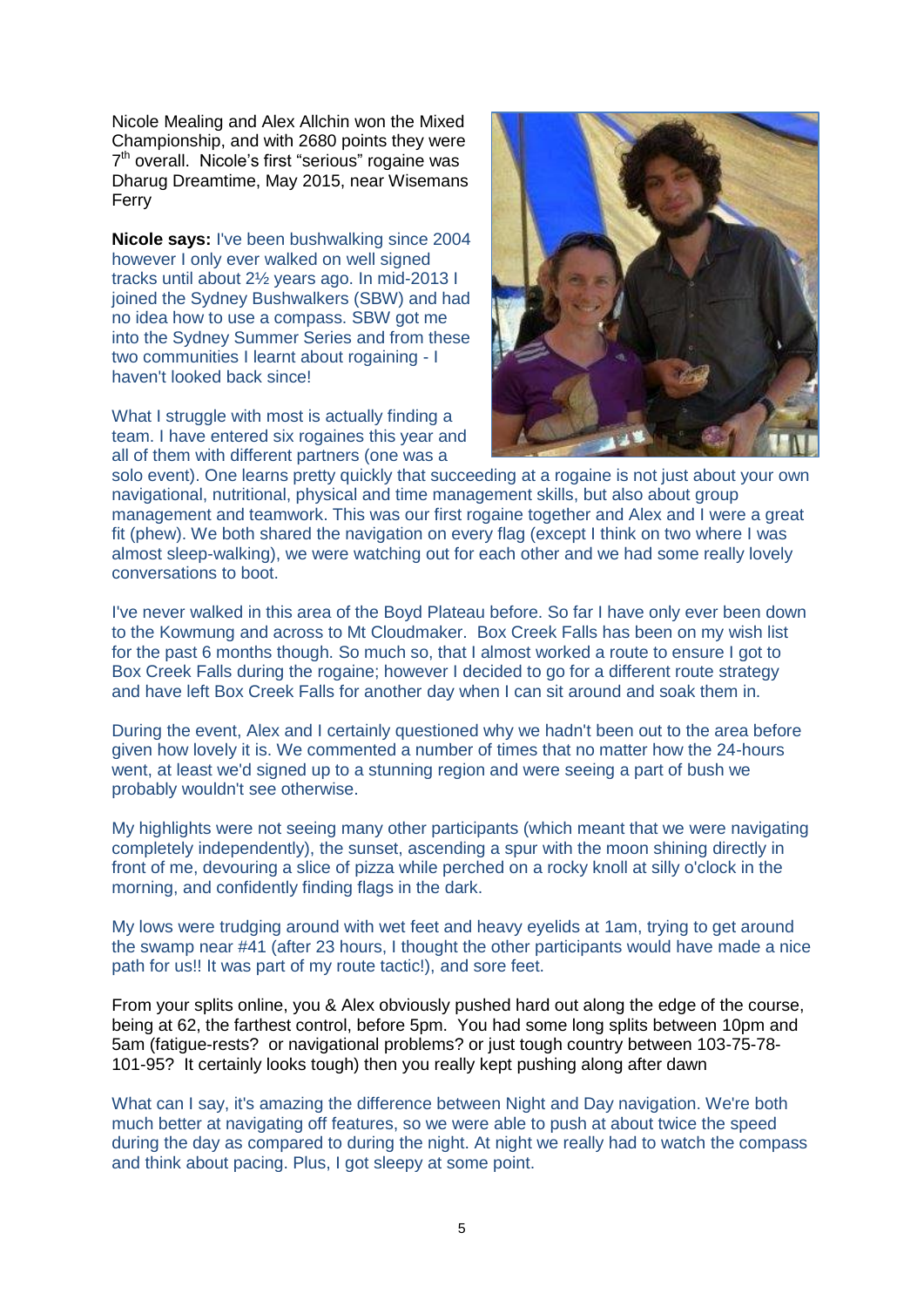Nicole Mealing and Alex Allchin won the Mixed Championship, and with 2680 points they were 7th overall. Nicole's first "serious" rogaine was Dharug Dreamtime, May 2015, near Wisemans Ferry

**Nicole says:** I've been bushwalking since 2004 however I only ever walked on well signed tracks until about 2½ years ago. In mid-2013 I joined the Sydney Bushwalkers (SBW) and had no idea how to use a compass. SBW got me into the Sydney Summer Series and from these two communities I learnt about rogaining - I haven't looked back since!

What I struggle with most is actually finding a team. I have entered six rogaines this year and all of them with different partners (one was a solo event). One learns pretty quickly that succeeding at a rogaine is not just about your own navigational, nutritional, physical and time management skills, but also about group management and teamwork. This was our first rogaine together and Alex and I were a great fit (phew). We both shared the navigation on every flag (except I think on two where I was almost sleep-walking), we were watching out for each other and we had some really lovely conversations to boot.

I've never walked in this area of the Boyd Plateau before. So far I have only ever been down to the Kowmung and across to Mt Cloudmaker. Box Creek Falls has been on my wish list for the past 6 months though. So much so, that I almost worked a route to ensure I got to Box Creek Falls during the rogaine; however I decided to go for a different route strategy and have left Box Creek Falls for another day when I can sit around and soak them in.

During the event, Alex and I certainly questioned why we hadn't been out to the area before given how lovely it is. We commented a number of times that no matter how the 24-hours went, at least we'd signed up to a stunning region and were seeing a part of bush we probably wouldn't see otherwise.

My highlights were not seeing many other participants (which meant that we were navigating completely independently), the sunset, ascending a spur with the moon shining directly in front of me, devouring a slice of pizza while perched on a rocky knoll at silly o'clock in the morning, and confidently finding flags in the dark.

My lows were trudging around with wet feet and heavy eyelids at 1am, trying to get around the swamp near #41 (after 23 hours, I thought the other participants would have made a nice path for us!! It was part of my route tactic!), and sore feet.

From your splits online, you & Alex obviously pushed hard out along the edge of the course, being at 62, the farthest control, before 5pm. You had some long splits between 10pm and 5am (fatigue-rests? or navigational problems? or just tough country between 103-75-78-101-95? It certainly looks tough) then you really kept pushing along after dawn

What can I say, it's amazing the difference between Night and Day navigation. We're both much better at navigating off features, so we were able to push at about twice the speed during the day as compared to during the night. At night we really had to watch the compass and think about pacing. Plus, I got sleepy at some point.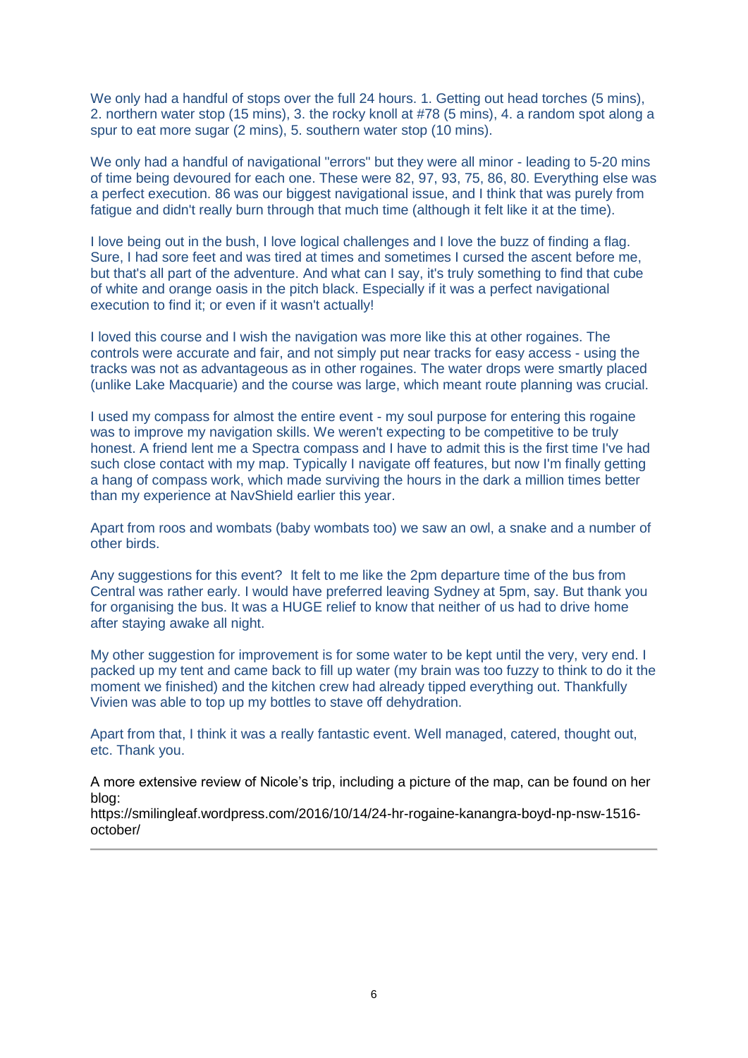We only had a handful of stops over the full 24 hours. 1. Getting out head torches (5 mins), 2. northern water stop (15 mins), 3. the rocky knoll at #78 (5 mins), 4. a random spot along a spur to eat more sugar (2 mins), 5. southern water stop (10 mins).

We only had a handful of navigational "errors" but they were all minor - leading to 5-20 mins of time being devoured for each one. These were 82, 97, 93, 75, 86, 80. Everything else was a perfect execution. 86 was our biggest navigational issue, and I think that was purely from fatigue and didn't really burn through that much time (although it felt like it at the time).

I love being out in the bush, I love logical challenges and I love the buzz of finding a flag. Sure, I had sore feet and was tired at times and sometimes I cursed the ascent before me, but that's all part of the adventure. And what can I say, it's truly something to find that cube of white and orange oasis in the pitch black. Especially if it was a perfect navigational execution to find it; or even if it wasn't actually!

I loved this course and I wish the navigation was more like this at other rogaines. The controls were accurate and fair, and not simply put near tracks for easy access - using the tracks was not as advantageous as in other rogaines. The water drops were smartly placed (unlike Lake Macquarie) and the course was large, which meant route planning was crucial.

I used my compass for almost the entire event - my soul purpose for entering this rogaine was to improve my navigation skills. We weren't expecting to be competitive to be truly honest. A friend lent me a Spectra compass and I have to admit this is the first time I've had such close contact with my map. Typically I navigate off features, but now I'm finally getting a hang of compass work, which made surviving the hours in the dark a million times better than my experience at NavShield earlier this year.

Apart from roos and wombats (baby wombats too) we saw an owl, a snake and a number of other birds.

Any suggestions for this event? It felt to me like the 2pm departure time of the bus from Central was rather early. I would have preferred leaving Sydney at 5pm, say. But thank you for organising the bus. It was a HUGE relief to know that neither of us had to drive home after staying awake all night.

My other suggestion for improvement is for some water to be kept until the very, very end. I packed up my tent and came back to fill up water (my brain was too fuzzy to think to do it the moment we finished) and the kitchen crew had already tipped everything out. Thankfully Vivien was able to top up my bottles to stave off dehydration.

Apart from that, I think it was a really fantastic event. Well managed, catered, thought out, etc. Thank you.

A more extensive review of Nicole's trip, including a picture of the map, can be found on her blog:
https://smilingleaf.wordpress.com/2016/10/14/24-hr-rogaine-kanangra-boyd-np-nsw-1516-october/

---